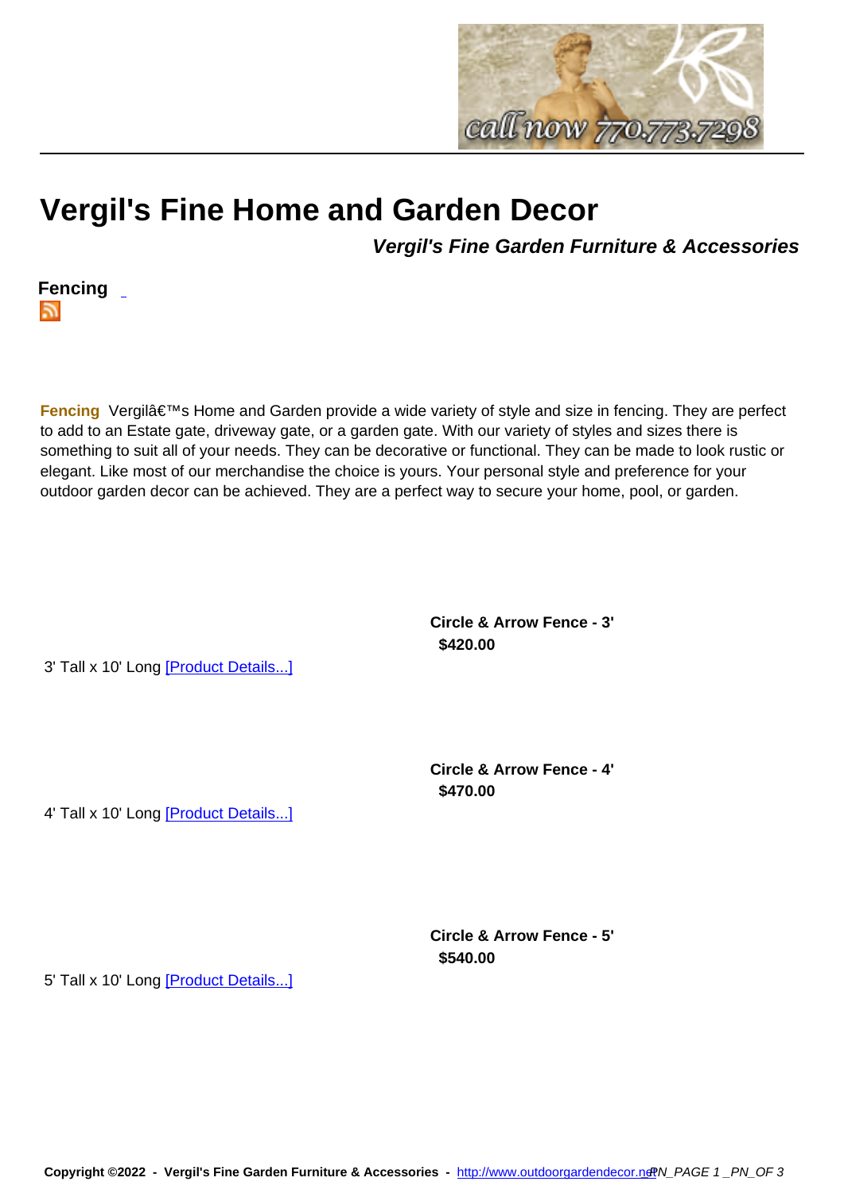# Vergil's Fine Home and Garden Decor

***Vergil's Fine Garden Furniture & Accessories***

## Fencing

**Fencing** Vergilâ€™s Home and Garden provide a wide variety of style and size in fencing. They are perfect to add to an Estate gate, driveway gate, or a garden gate. With our variety of styles and sizes there is something to suit all of your needs. They can be decorative or functional. They can be made to look rustic or elegant. Like most of our merchandise the choice is yours. Your personal style and preference for your outdoor garden decor can be achieved. They are a perfect way to secure your home, pool, or garden.

**Circle & Arrow Fence - 3'**
**$420.00**

3' Tall x 10' Long [Product Details...]

**Circle & Arrow Fence - 4'**
**$470.00**

4' Tall x 10' Long [Product Details...]

**Circle & Arrow Fence - 5'**
**$540.00**

5' Tall x 10' Long [Product Details...]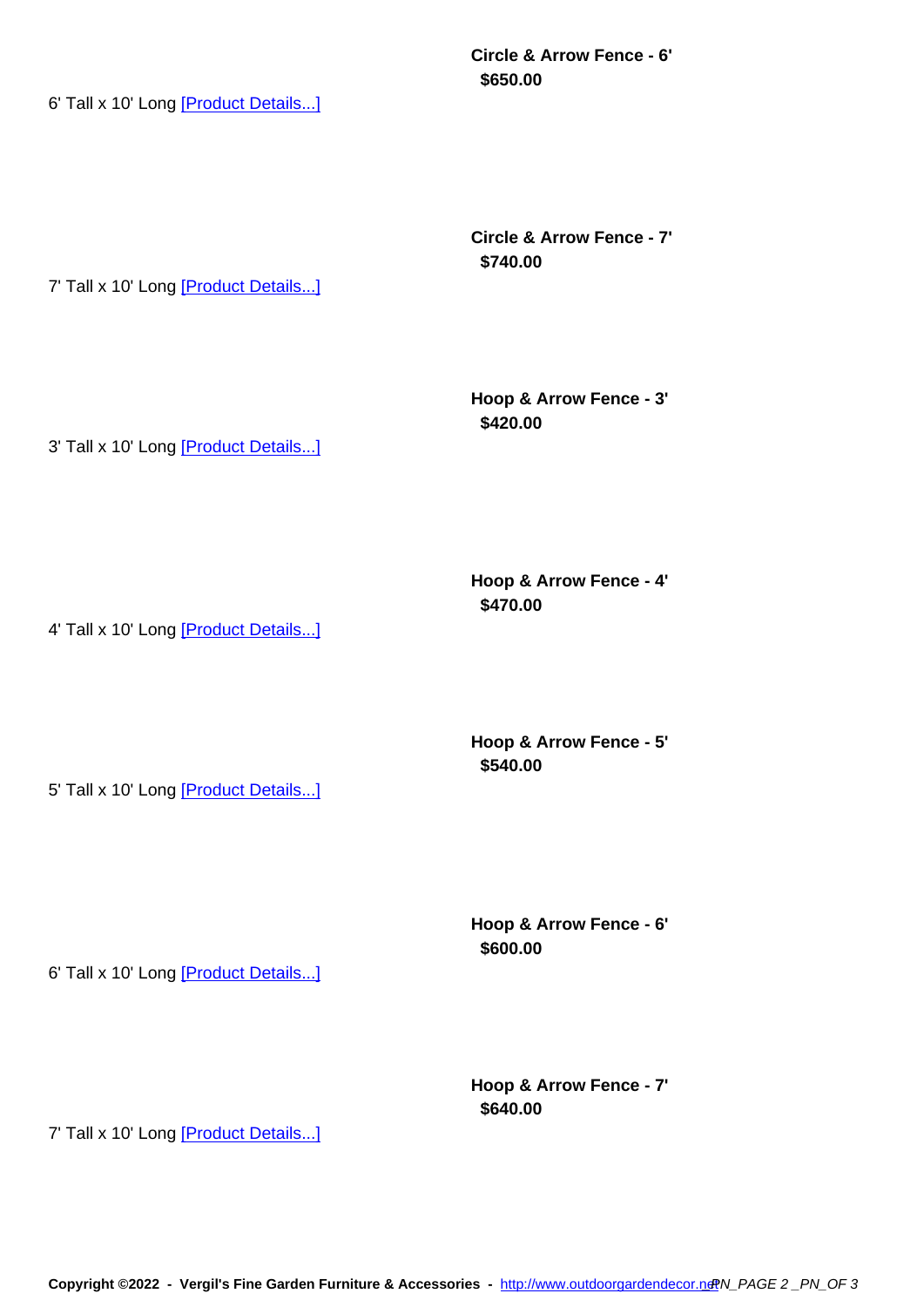**Circle & Arrow Fence - 6'**

**$650.00**

6' Tall x 10' Long [Product Details...]

**Circle & Arrow Fence - 7'**

**$740.00**

7' Tall x 10' Long [Product Details...]

**Hoop & Arrow Fence - 3'**

**$420.00**

3' Tall x 10' Long [Product Details...]

**Hoop & Arrow Fence - 4'**

**$470.00**

4' Tall x 10' Long [Product Details...]

**Hoop & Arrow Fence - 5'**

**$540.00**

5' Tall x 10' Long [Product Details...]

**Hoop & Arrow Fence - 6'**

**$600.00**

6' Tall x 10' Long [Product Details...]

**Hoop & Arrow Fence - 7'**

**$640.00**

7' Tall x 10' Long [Product Details...]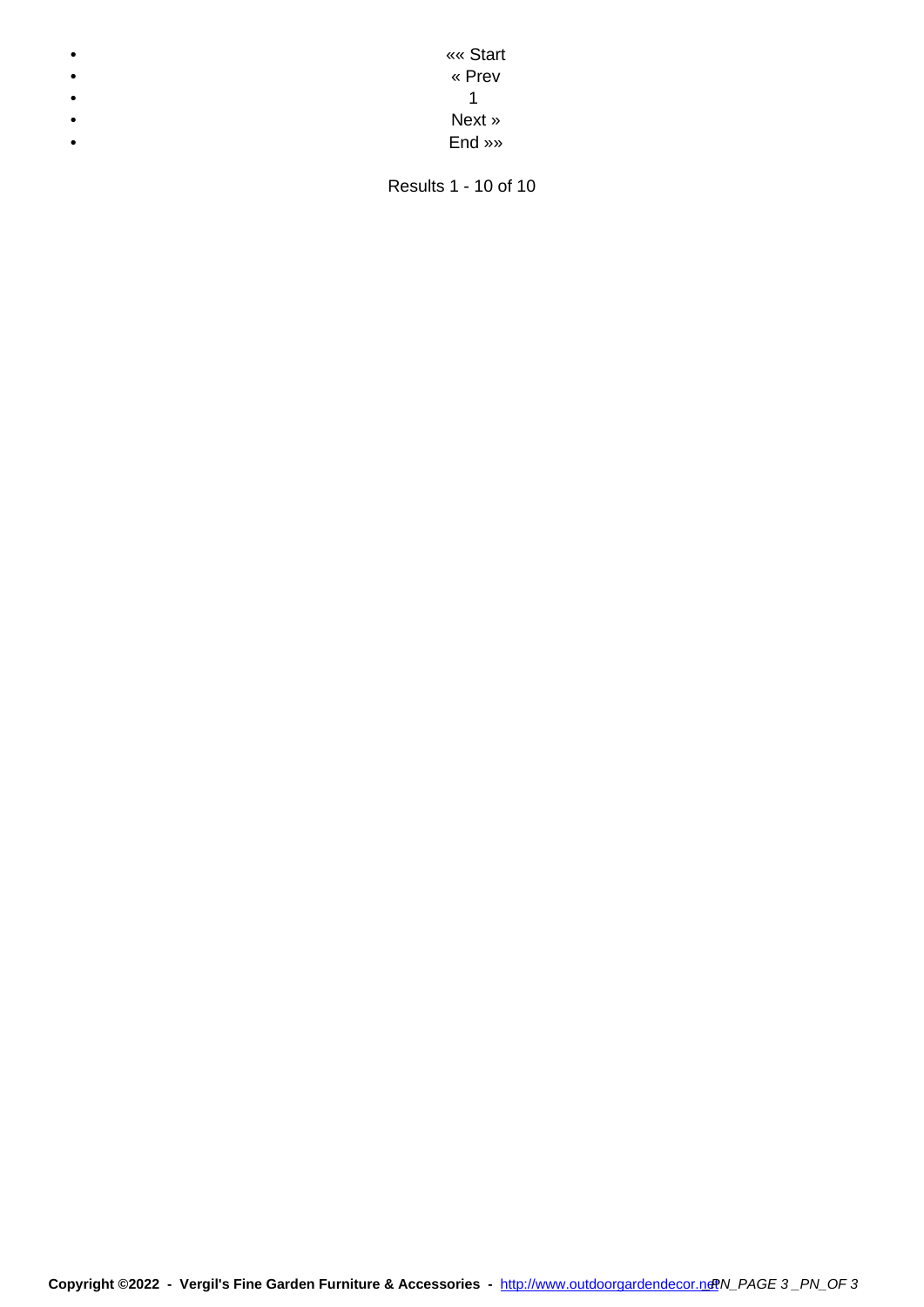- «« Start
- « Prev
- 1
- Next »
- End »»

Results 1 - 10 of 10